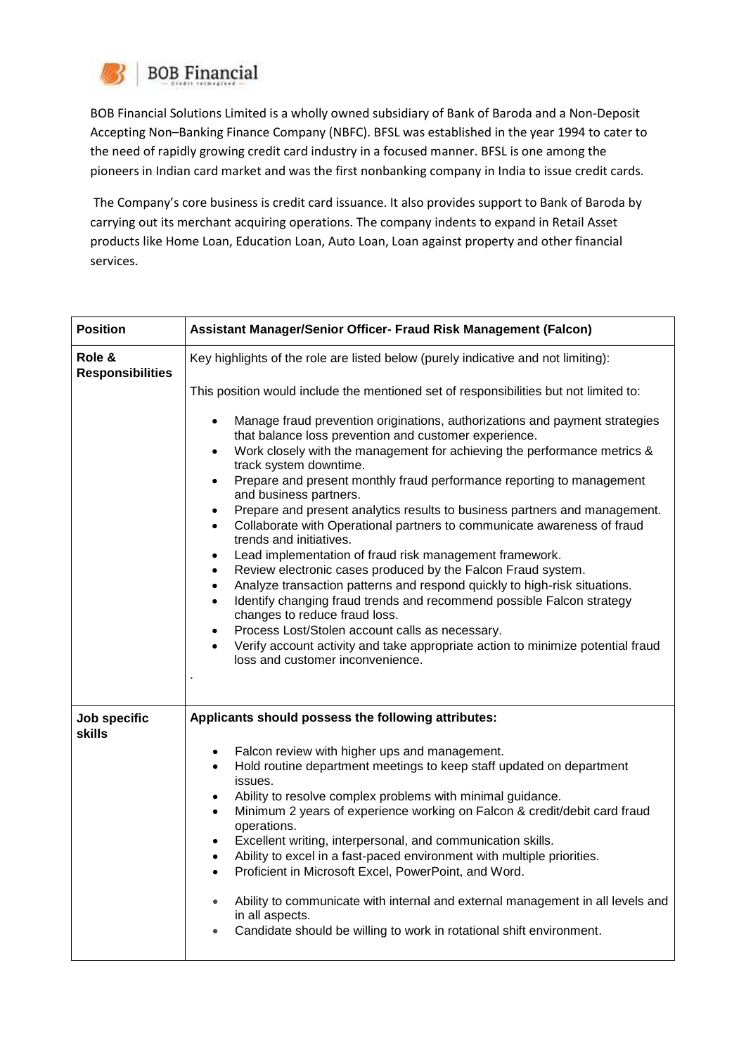BOB Financial

BOB Financial Solutions Limited is a wholly owned subsidiary of Bank of Baroda and a Non-Deposit Accepting Non–Banking Finance Company (NBFC). BFSL was established in the year 1994 to cater to the need of rapidly growing credit card industry in a focused manner. BFSL is one among the pioneers in Indian card market and was the first nonbanking company in India to issue credit cards.

The Company's core business is credit card issuance. It also provides support to Bank of Baroda by carrying out its merchant acquiring operations. The company indents to expand in Retail Asset products like Home Loan, Education Loan, Auto Loan, Loan against property and other financial services.

| **Position** | **Assistant Manager/Senior Officer- Fraud Risk Management (Falcon)** |
|---|---|
| **Role & Responsibilities** | Key highlights of the role are listed below (purely indicative and not limiting):<br><br>This position would include the mentioned set of responsibilities but not limited to:<br><br>• Manage fraud prevention originations, authorizations and payment strategies that balance loss prevention and customer experience.<br>• Work closely with the management for achieving the performance metrics & track system downtime.<br>• Prepare and present monthly fraud performance reporting to management and business partners.<br>• Prepare and present analytics results to business partners and management.<br>• Collaborate with Operational partners to communicate awareness of fraud trends and initiatives.<br>• Lead implementation of fraud risk management framework.<br>• Review electronic cases produced by the Falcon Fraud system.<br>• Analyze transaction patterns and respond quickly to high-risk situations.<br>• Identify changing fraud trends and recommend possible Falcon strategy changes to reduce fraud loss.<br>• Process Lost/Stolen account calls as necessary.<br>• Verify account activity and take appropriate action to minimize potential fraud loss and customer inconvenience.<br>. |
| **Job specific skills** | **Applicants should possess the following attributes:**<br><br>• Falcon review with higher ups and management.<br>• Hold routine department meetings to keep staff updated on department issues.<br>• Ability to resolve complex problems with minimal guidance.<br>• Minimum 2 years of experience working on Falcon & credit/debit card fraud operations.<br>• Excellent writing, interpersonal, and communication skills.<br>• Ability to excel in a fast-paced environment with multiple priorities.<br>• Proficient in Microsoft Excel, PowerPoint, and Word.<br><br>• Ability to communicate with internal and external management in all levels and in all aspects.<br>• Candidate should be willing to work in rotational shift environment. |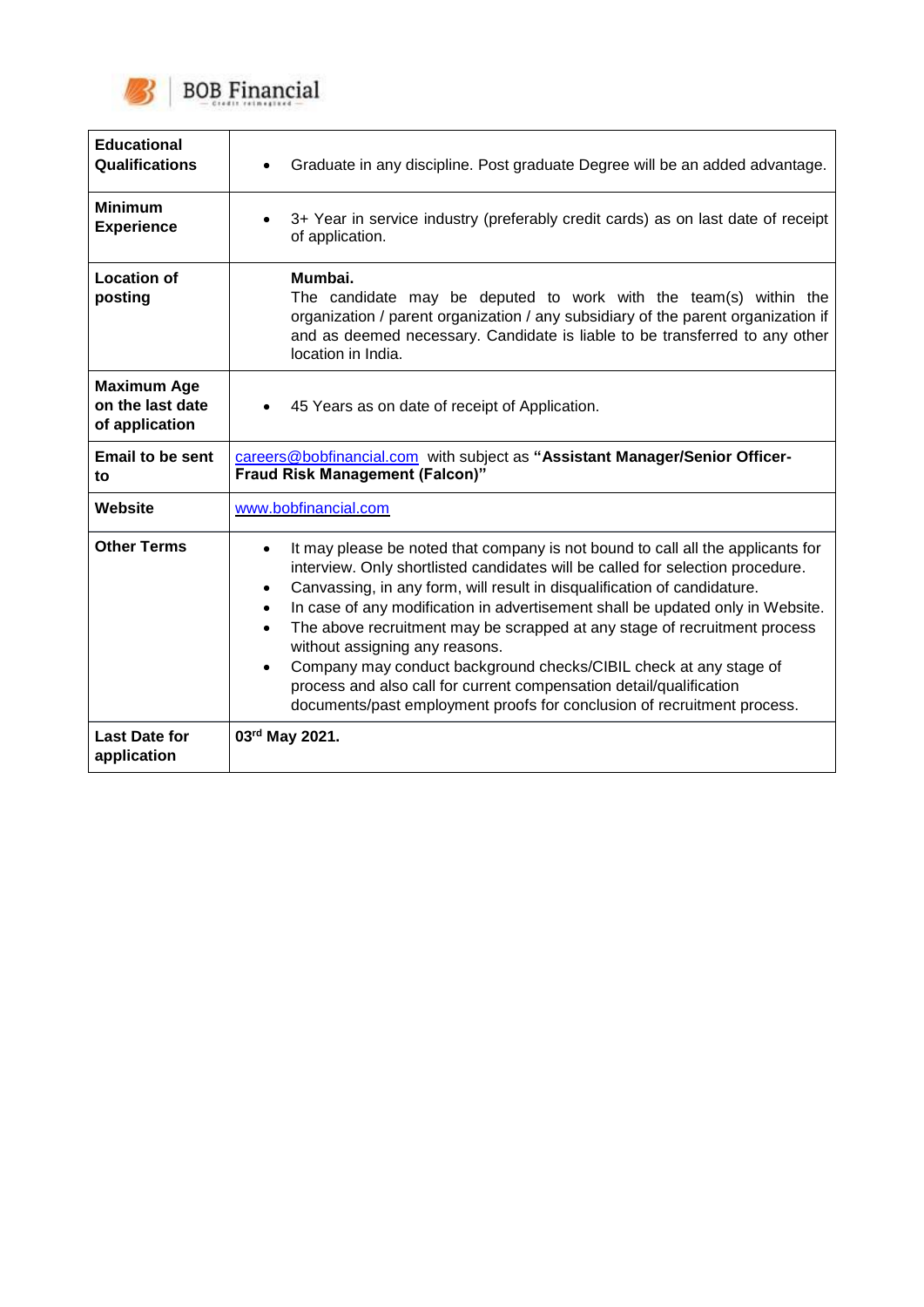BOB Financial

| | |
|---|---|
| **Educational Qualifications** | • Graduate in any discipline. Post graduate Degree will be an added advantage. |
| **Minimum Experience** | • 3+ Year in service industry (preferably credit cards) as on last date of receipt of application. |
| **Location of posting** | **Mumbai.**<br>The candidate may be deputed to work with the team(s) within the organization / parent organization / any subsidiary of the parent organization if and as deemed necessary. Candidate is liable to be transferred to any other location in India. |
| **Maximum Age on the last date of application** | • 45 Years as on date of receipt of Application. |
| **Email to be sent to** | careers@bobfinancial.com with subject as **"Assistant Manager/Senior Officer- Fraud Risk Management (Falcon)"** |
| **Website** | www.bobfinancial.com |
| **Other Terms** | • It may please be noted that company is not bound to call all the applicants for interview. Only shortlisted candidates will be called for selection procedure.<br>• Canvassing, in any form, will result in disqualification of candidature.<br>• In case of any modification in advertisement shall be updated only in Website.<br>• The above recruitment may be scrapped at any stage of recruitment process without assigning any reasons.<br>• Company may conduct background checks/CIBIL check at any stage of process and also call for current compensation detail/qualification documents/past employment proofs for conclusion of recruitment process. |
| **Last Date for application** | **03rd May 2021.** |